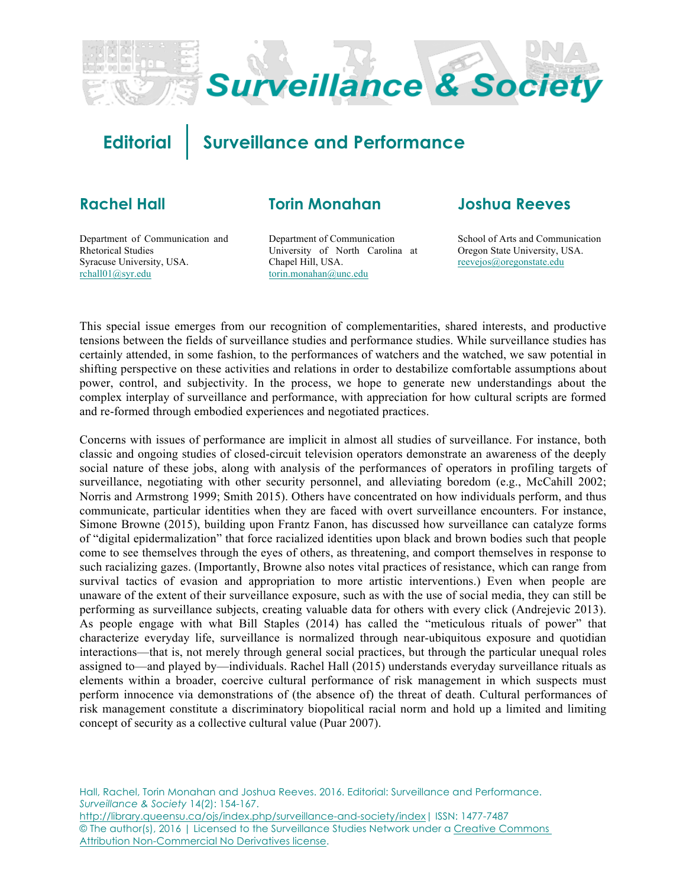# Editorial | Surveillance and Performance

**Rachel Hall**

Department of Communication and Rhetorical Studies
Syracuse University, USA.
rchall01@syr.edu

**Torin Monahan**

Department of Communication
University of North Carolina at Chapel Hill, USA.
torin.monahan@unc.edu

**Joshua Reeves**

School of Arts and Communication
Oregon State University, USA.
reevejos@oregonstate.edu

This special issue emerges from our recognition of complementarities, shared interests, and productive tensions between the fields of surveillance studies and performance studies. While surveillance studies has certainly attended, in some fashion, to the performances of watchers and the watched, we saw potential in shifting perspective on these activities and relations in order to destabilize comfortable assumptions about power, control, and subjectivity. In the process, we hope to generate new understandings about the complex interplay of surveillance and performance, with appreciation for how cultural scripts are formed and re-formed through embodied experiences and negotiated practices.

Concerns with issues of performance are implicit in almost all studies of surveillance. For instance, both classic and ongoing studies of closed-circuit television operators demonstrate an awareness of the deeply social nature of these jobs, along with analysis of the performances of operators in profiling targets of surveillance, negotiating with other security personnel, and alleviating boredom (e.g., McCahill 2002; Norris and Armstrong 1999; Smith 2015). Others have concentrated on how individuals perform, and thus communicate, particular identities when they are faced with overt surveillance encounters. For instance, Simone Browne (2015), building upon Frantz Fanon, has discussed how surveillance can catalyze forms of "digital epidermalization" that force racialized identities upon black and brown bodies such that people come to see themselves through the eyes of others, as threatening, and comport themselves in response to such racializing gazes. (Importantly, Browne also notes vital practices of resistance, which can range from survival tactics of evasion and appropriation to more artistic interventions.) Even when people are unaware of the extent of their surveillance exposure, such as with the use of social media, they can still be performing as surveillance subjects, creating valuable data for others with every click (Andrejevic 2013). As people engage with what Bill Staples (2014) has called the "meticulous rituals of power" that characterize everyday life, surveillance is normalized through near-ubiquitous exposure and quotidian interactions—that is, not merely through general social practices, but through the particular unequal roles assigned to—and played by—individuals. Rachel Hall (2015) understands everyday surveillance rituals as elements within a broader, coercive cultural performance of risk management in which suspects must perform innocence via demonstrations of (the absence of) the threat of death. Cultural performances of risk management constitute a discriminatory biopolitical racial norm and hold up a limited and limiting concept of security as a collective cultural value (Puar 2007).

Hall, Rachel, Torin Monahan and Joshua Reeves. 2016. Editorial: Surveillance and Performance. *Surveillance & Society* 14(2): 154-167.
http://library.queensu.ca/ojs/index.php/surveillance-and-society/index | ISSN: 1477-7487
© The author(s), 2016 | Licensed to the Surveillance Studies Network under a Creative Commons Attribution Non-Commercial No Derivatives license.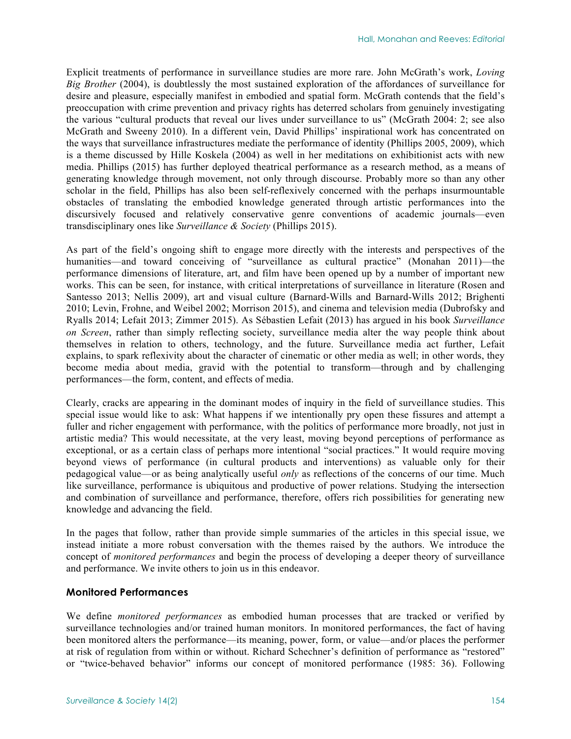Explicit treatments of performance in surveillance studies are more rare. John McGrath's work, *Loving Big Brother* (2004), is doubtlessly the most sustained exploration of the affordances of surveillance for desire and pleasure, especially manifest in embodied and spatial form. McGrath contends that the field's preoccupation with crime prevention and privacy rights has deterred scholars from genuinely investigating the various "cultural products that reveal our lives under surveillance to us" (McGrath 2004: 2; see also McGrath and Sweeny 2010). In a different vein, David Phillips' inspirational work has concentrated on the ways that surveillance infrastructures mediate the performance of identity (Phillips 2005, 2009), which is a theme discussed by Hille Koskela (2004) as well in her meditations on exhibitionist acts with new media. Phillips (2015) has further deployed theatrical performance as a research method, as a means of generating knowledge through movement, not only through discourse. Probably more so than any other scholar in the field, Phillips has also been self-reflexively concerned with the perhaps insurmountable obstacles of translating the embodied knowledge generated through artistic performances into the discursively focused and relatively conservative genre conventions of academic journals—even transdisciplinary ones like *Surveillance & Society* (Phillips 2015).

As part of the field's ongoing shift to engage more directly with the interests and perspectives of the humanities—and toward conceiving of "surveillance as cultural practice" (Monahan 2011)—the performance dimensions of literature, art, and film have been opened up by a number of important new works. This can be seen, for instance, with critical interpretations of surveillance in literature (Rosen and Santesso 2013; Nellis 2009), art and visual culture (Barnard-Wills and Barnard-Wills 2012; Brighenti 2010; Levin, Frohne, and Weibel 2002; Morrison 2015), and cinema and television media (Dubrofsky and Ryalls 2014; Lefait 2013; Zimmer 2015). As Sébastien Lefait (2013) has argued in his book *Surveillance on Screen*, rather than simply reflecting society, surveillance media alter the way people think about themselves in relation to others, technology, and the future. Surveillance media act further, Lefait explains, to spark reflexivity about the character of cinematic or other media as well; in other words, they become media about media, gravid with the potential to transform—through and by challenging performances—the form, content, and effects of media.

Clearly, cracks are appearing in the dominant modes of inquiry in the field of surveillance studies. This special issue would like to ask: What happens if we intentionally pry open these fissures and attempt a fuller and richer engagement with performance, with the politics of performance more broadly, not just in artistic media? This would necessitate, at the very least, moving beyond perceptions of performance as exceptional, or as a certain class of perhaps more intentional "social practices." It would require moving beyond views of performance (in cultural products and interventions) as valuable only for their pedagogical value—or as being analytically useful *only* as reflections of the concerns of our time. Much like surveillance, performance is ubiquitous and productive of power relations. Studying the intersection and combination of surveillance and performance, therefore, offers rich possibilities for generating new knowledge and advancing the field.

In the pages that follow, rather than provide simple summaries of the articles in this special issue, we instead initiate a more robust conversation with the themes raised by the authors. We introduce the concept of *monitored performances* and begin the process of developing a deeper theory of surveillance and performance. We invite others to join us in this endeavor.

## Monitored Performances

We define *monitored performances* as embodied human processes that are tracked or verified by surveillance technologies and/or trained human monitors. In monitored performances, the fact of having been monitored alters the performance—its meaning, power, form, or value—and/or places the performer at risk of regulation from within or without. Richard Schechner's definition of performance as "restored" or "twice-behaved behavior" informs our concept of monitored performance (1985: 36). Following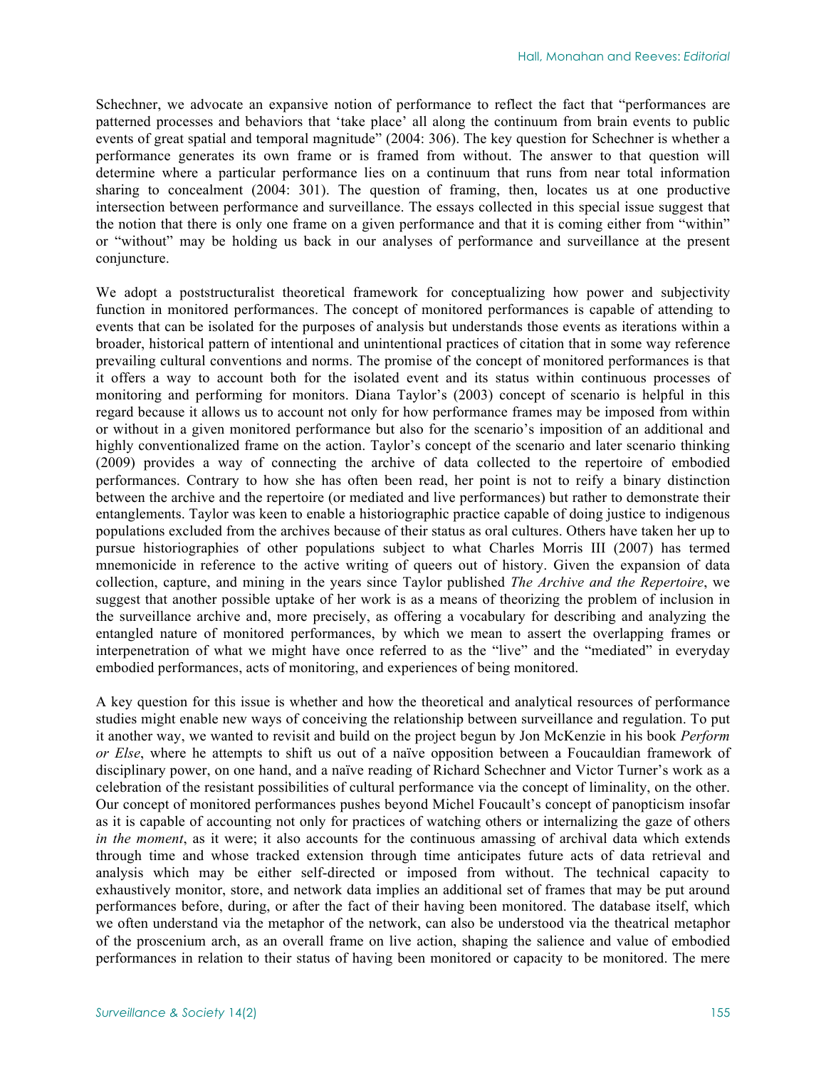Schechner, we advocate an expansive notion of performance to reflect the fact that "performances are patterned processes and behaviors that 'take place' all along the continuum from brain events to public events of great spatial and temporal magnitude" (2004: 306). The key question for Schechner is whether a performance generates its own frame or is framed from without. The answer to that question will determine where a particular performance lies on a continuum that runs from near total information sharing to concealment (2004: 301). The question of framing, then, locates us at one productive intersection between performance and surveillance. The essays collected in this special issue suggest that the notion that there is only one frame on a given performance and that it is coming either from "within" or "without" may be holding us back in our analyses of performance and surveillance at the present conjuncture.

We adopt a poststructuralist theoretical framework for conceptualizing how power and subjectivity function in monitored performances. The concept of monitored performances is capable of attending to events that can be isolated for the purposes of analysis but understands those events as iterations within a broader, historical pattern of intentional and unintentional practices of citation that in some way reference prevailing cultural conventions and norms. The promise of the concept of monitored performances is that it offers a way to account both for the isolated event and its status within continuous processes of monitoring and performing for monitors. Diana Taylor's (2003) concept of scenario is helpful in this regard because it allows us to account not only for how performance frames may be imposed from within or without in a given monitored performance but also for the scenario's imposition of an additional and highly conventionalized frame on the action. Taylor's concept of the scenario and later scenario thinking (2009) provides a way of connecting the archive of data collected to the repertoire of embodied performances. Contrary to how she has often been read, her point is not to reify a binary distinction between the archive and the repertoire (or mediated and live performances) but rather to demonstrate their entanglements. Taylor was keen to enable a historiographic practice capable of doing justice to indigenous populations excluded from the archives because of their status as oral cultures. Others have taken her up to pursue historiographies of other populations subject to what Charles Morris III (2007) has termed mnemonicide in reference to the active writing of queers out of history. Given the expansion of data collection, capture, and mining in the years since Taylor published *The Archive and the Repertoire*, we suggest that another possible uptake of her work is as a means of theorizing the problem of inclusion in the surveillance archive and, more precisely, as offering a vocabulary for describing and analyzing the entangled nature of monitored performances, by which we mean to assert the overlapping frames or interpenetration of what we might have once referred to as the "live" and the "mediated" in everyday embodied performances, acts of monitoring, and experiences of being monitored.

A key question for this issue is whether and how the theoretical and analytical resources of performance studies might enable new ways of conceiving the relationship between surveillance and regulation. To put it another way, we wanted to revisit and build on the project begun by Jon McKenzie in his book *Perform or Else*, where he attempts to shift us out of a naïve opposition between a Foucauldian framework of disciplinary power, on one hand, and a naïve reading of Richard Schechner and Victor Turner's work as a celebration of the resistant possibilities of cultural performance via the concept of liminality, on the other. Our concept of monitored performances pushes beyond Michel Foucault's concept of panopticism insofar as it is capable of accounting not only for practices of watching others or internalizing the gaze of others *in the moment*, as it were; it also accounts for the continuous amassing of archival data which extends through time and whose tracked extension through time anticipates future acts of data retrieval and analysis which may be either self-directed or imposed from without. The technical capacity to exhaustively monitor, store, and network data implies an additional set of frames that may be put around performances before, during, or after the fact of their having been monitored. The database itself, which we often understand via the metaphor of the network, can also be understood via the theatrical metaphor of the proscenium arch, as an overall frame on live action, shaping the salience and value of embodied performances in relation to their status of having been monitored or capacity to be monitored. The mere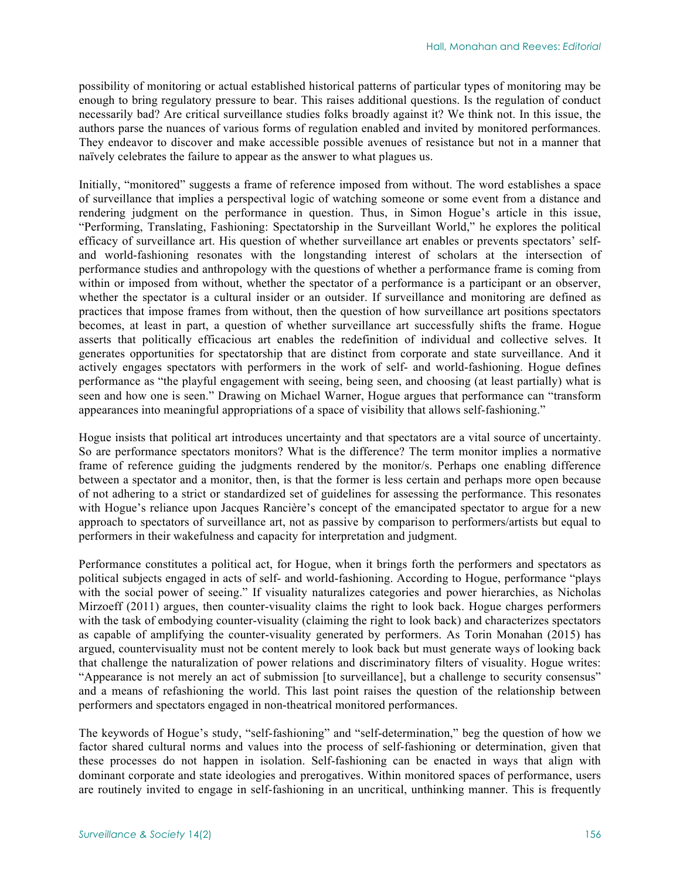possibility of monitoring or actual established historical patterns of particular types of monitoring may be enough to bring regulatory pressure to bear. This raises additional questions. Is the regulation of conduct necessarily bad? Are critical surveillance studies folks broadly against it? We think not. In this issue, the authors parse the nuances of various forms of regulation enabled and invited by monitored performances. They endeavor to discover and make accessible possible avenues of resistance but not in a manner that naïvely celebrates the failure to appear as the answer to what plagues us.

Initially, "monitored" suggests a frame of reference imposed from without. The word establishes a space of surveillance that implies a perspectival logic of watching someone or some event from a distance and rendering judgment on the performance in question. Thus, in Simon Hogue's article in this issue, "Performing, Translating, Fashioning: Spectatorship in the Surveillant World," he explores the political efficacy of surveillance art. His question of whether surveillance art enables or prevents spectators' self- and world-fashioning resonates with the longstanding interest of scholars at the intersection of performance studies and anthropology with the questions of whether a performance frame is coming from within or imposed from without, whether the spectator of a performance is a participant or an observer, whether the spectator is a cultural insider or an outsider. If surveillance and monitoring are defined as practices that impose frames from without, then the question of how surveillance art positions spectators becomes, at least in part, a question of whether surveillance art successfully shifts the frame. Hogue asserts that politically efficacious art enables the redefinition of individual and collective selves. It generates opportunities for spectatorship that are distinct from corporate and state surveillance. And it actively engages spectators with performers in the work of self- and world-fashioning. Hogue defines performance as "the playful engagement with seeing, being seen, and choosing (at least partially) what is seen and how one is seen." Drawing on Michael Warner, Hogue argues that performance can "transform appearances into meaningful appropriations of a space of visibility that allows self-fashioning."

Hogue insists that political art introduces uncertainty and that spectators are a vital source of uncertainty. So are performance spectators monitors? What is the difference? The term monitor implies a normative frame of reference guiding the judgments rendered by the monitor/s. Perhaps one enabling difference between a spectator and a monitor, then, is that the former is less certain and perhaps more open because of not adhering to a strict or standardized set of guidelines for assessing the performance. This resonates with Hogue's reliance upon Jacques Rancière's concept of the emancipated spectator to argue for a new approach to spectators of surveillance art, not as passive by comparison to performers/artists but equal to performers in their wakefulness and capacity for interpretation and judgment.

Performance constitutes a political act, for Hogue, when it brings forth the performers and spectators as political subjects engaged in acts of self- and world-fashioning. According to Hogue, performance "plays with the social power of seeing." If visuality naturalizes categories and power hierarchies, as Nicholas Mirzoeff (2011) argues, then counter-visuality claims the right to look back. Hogue charges performers with the task of embodying counter-visuality (claiming the right to look back) and characterizes spectators as capable of amplifying the counter-visuality generated by performers. As Torin Monahan (2015) has argued, countervisuality must not be content merely to look back but must generate ways of looking back that challenge the naturalization of power relations and discriminatory filters of visuality. Hogue writes: "Appearance is not merely an act of submission [to surveillance], but a challenge to security consensus" and a means of refashioning the world. This last point raises the question of the relationship between performers and spectators engaged in non-theatrical monitored performances.

The keywords of Hogue's study, "self-fashioning" and "self-determination," beg the question of how we factor shared cultural norms and values into the process of self-fashioning or determination, given that these processes do not happen in isolation. Self-fashioning can be enacted in ways that align with dominant corporate and state ideologies and prerogatives. Within monitored spaces of performance, users are routinely invited to engage in self-fashioning in an uncritical, unthinking manner. This is frequently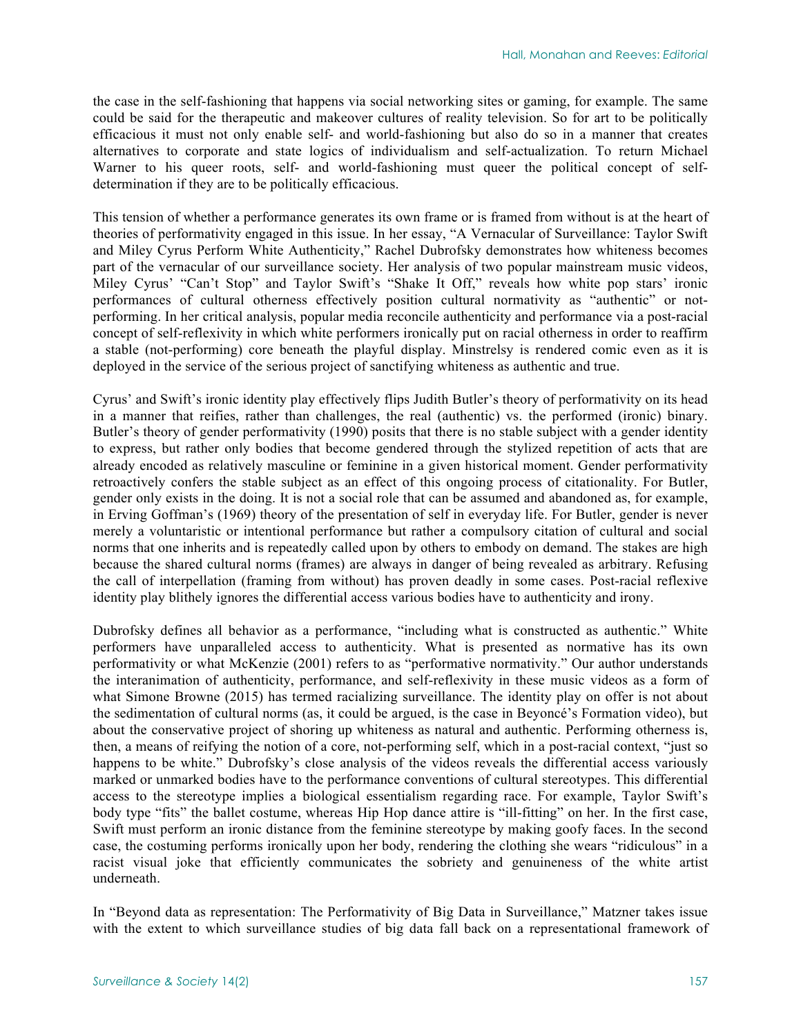the case in the self-fashioning that happens via social networking sites or gaming, for example. The same could be said for the therapeutic and makeover cultures of reality television. So for art to be politically efficacious it must not only enable self- and world-fashioning but also do so in a manner that creates alternatives to corporate and state logics of individualism and self-actualization. To return Michael Warner to his queer roots, self- and world-fashioning must queer the political concept of self-determination if they are to be politically efficacious.

This tension of whether a performance generates its own frame or is framed from without is at the heart of theories of performativity engaged in this issue. In her essay, "A Vernacular of Surveillance: Taylor Swift and Miley Cyrus Perform White Authenticity," Rachel Dubrofsky demonstrates how whiteness becomes part of the vernacular of our surveillance society. Her analysis of two popular mainstream music videos, Miley Cyrus' "Can't Stop" and Taylor Swift's "Shake It Off," reveals how white pop stars' ironic performances of cultural otherness effectively position cultural normativity as "authentic" or not-performing. In her critical analysis, popular media reconcile authenticity and performance via a post-racial concept of self-reflexivity in which white performers ironically put on racial otherness in order to reaffirm a stable (not-performing) core beneath the playful display. Minstrelsy is rendered comic even as it is deployed in the service of the serious project of sanctifying whiteness as authentic and true.

Cyrus' and Swift's ironic identity play effectively flips Judith Butler's theory of performativity on its head in a manner that reifies, rather than challenges, the real (authentic) vs. the performed (ironic) binary. Butler's theory of gender performativity (1990) posits that there is no stable subject with a gender identity to express, but rather only bodies that become gendered through the stylized repetition of acts that are already encoded as relatively masculine or feminine in a given historical moment. Gender performativity retroactively confers the stable subject as an effect of this ongoing process of citationality. For Butler, gender only exists in the doing. It is not a social role that can be assumed and abandoned as, for example, in Erving Goffman's (1969) theory of the presentation of self in everyday life. For Butler, gender is never merely a voluntaristic or intentional performance but rather a compulsory citation of cultural and social norms that one inherits and is repeatedly called upon by others to embody on demand. The stakes are high because the shared cultural norms (frames) are always in danger of being revealed as arbitrary. Refusing the call of interpellation (framing from without) has proven deadly in some cases. Post-racial reflexive identity play blithely ignores the differential access various bodies have to authenticity and irony.

Dubrofsky defines all behavior as a performance, "including what is constructed as authentic." White performers have unparalleled access to authenticity. What is presented as normative has its own performativity or what McKenzie (2001) refers to as "performative normativity." Our author understands the interanimation of authenticity, performance, and self-reflexivity in these music videos as a form of what Simone Browne (2015) has termed racializing surveillance. The identity play on offer is not about the sedimentation of cultural norms (as, it could be argued, is the case in Beyoncé's Formation video), but about the conservative project of shoring up whiteness as natural and authentic. Performing otherness is, then, a means of reifying the notion of a core, not-performing self, which in a post-racial context, "just so happens to be white." Dubrofsky's close analysis of the videos reveals the differential access variously marked or unmarked bodies have to the performance conventions of cultural stereotypes. This differential access to the stereotype implies a biological essentialism regarding race. For example, Taylor Swift's body type "fits" the ballet costume, whereas Hip Hop dance attire is "ill-fitting" on her. In the first case, Swift must perform an ironic distance from the feminine stereotype by making goofy faces. In the second case, the costuming performs ironically upon her body, rendering the clothing she wears "ridiculous" in a racist visual joke that efficiently communicates the sobriety and genuineness of the white artist underneath.

In "Beyond data as representation: The Performativity of Big Data in Surveillance," Matzner takes issue with the extent to which surveillance studies of big data fall back on a representational framework of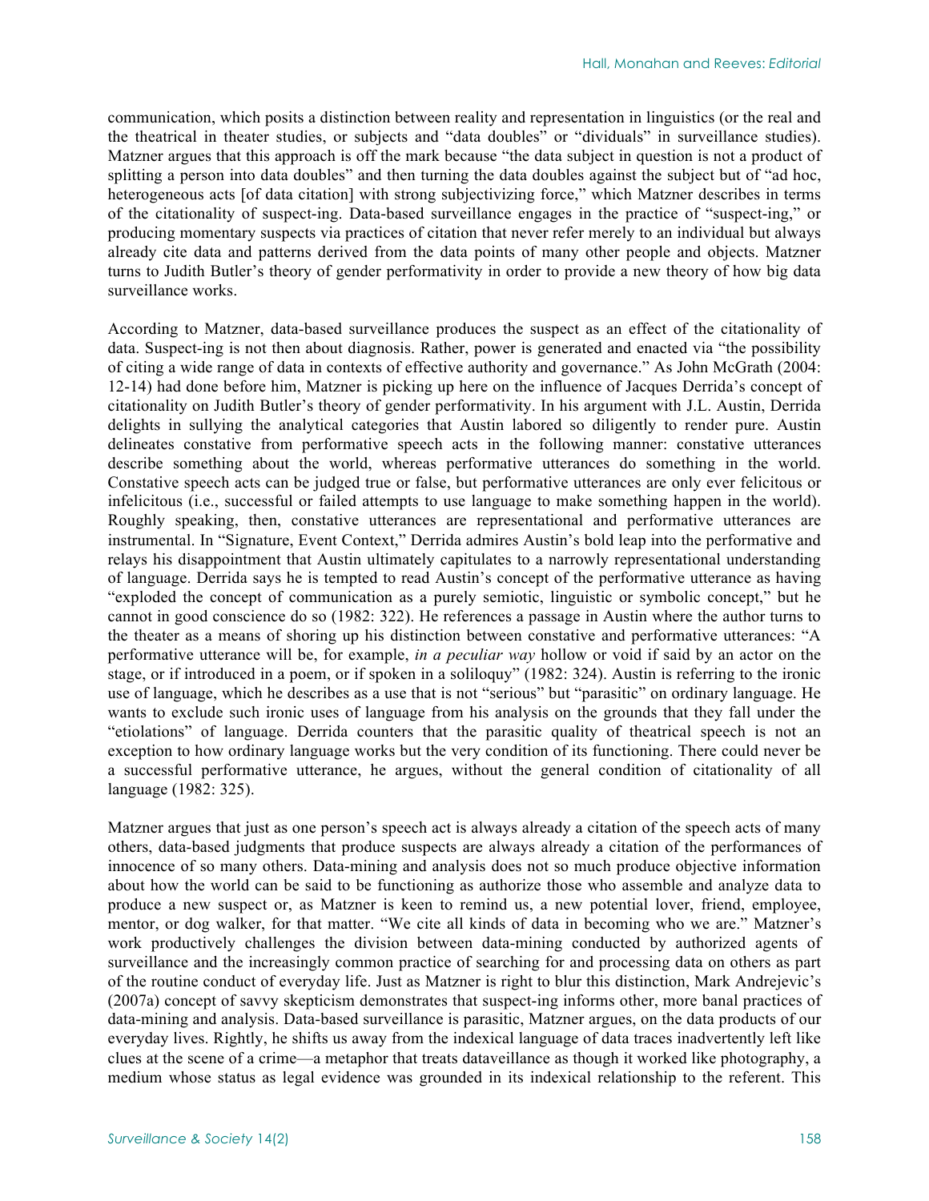communication, which posits a distinction between reality and representation in linguistics (or the real and the theatrical in theater studies, or subjects and "data doubles" or "dividuals" in surveillance studies). Matzner argues that this approach is off the mark because "the data subject in question is not a product of splitting a person into data doubles" and then turning the data doubles against the subject but of "ad hoc, heterogeneous acts [of data citation] with strong subjectivizing force," which Matzner describes in terms of the citationality of suspect-ing. Data-based surveillance engages in the practice of "suspect-ing," or producing momentary suspects via practices of citation that never refer merely to an individual but always already cite data and patterns derived from the data points of many other people and objects. Matzner turns to Judith Butler's theory of gender performativity in order to provide a new theory of how big data surveillance works.

According to Matzner, data-based surveillance produces the suspect as an effect of the citationality of data. Suspect-ing is not then about diagnosis. Rather, power is generated and enacted via "the possibility of citing a wide range of data in contexts of effective authority and governance." As John McGrath (2004: 12-14) had done before him, Matzner is picking up here on the influence of Jacques Derrida's concept of citationality on Judith Butler's theory of gender performativity. In his argument with J.L. Austin, Derrida delights in sullying the analytical categories that Austin labored so diligently to render pure. Austin delineates constative from performative speech acts in the following manner: constative utterances describe something about the world, whereas performative utterances do something in the world. Constative speech acts can be judged true or false, but performative utterances are only ever felicitous or infelicitous (i.e., successful or failed attempts to use language to make something happen in the world). Roughly speaking, then, constative utterances are representational and performative utterances are instrumental. In "Signature, Event Context," Derrida admires Austin's bold leap into the performative and relays his disappointment that Austin ultimately capitulates to a narrowly representational understanding of language. Derrida says he is tempted to read Austin's concept of the performative utterance as having "exploded the concept of communication as a purely semiotic, linguistic or symbolic concept," but he cannot in good conscience do so (1982: 322). He references a passage in Austin where the author turns to the theater as a means of shoring up his distinction between constative and performative utterances: "A performative utterance will be, for example, *in a peculiar way* hollow or void if said by an actor on the stage, or if introduced in a poem, or if spoken in a soliloquy" (1982: 324). Austin is referring to the ironic use of language, which he describes as a use that is not "serious" but "parasitic" on ordinary language. He wants to exclude such ironic uses of language from his analysis on the grounds that they fall under the "etiolations" of language. Derrida counters that the parasitic quality of theatrical speech is not an exception to how ordinary language works but the very condition of its functioning. There could never be a successful performative utterance, he argues, without the general condition of citationality of all language (1982: 325).

Matzner argues that just as one person's speech act is always already a citation of the speech acts of many others, data-based judgments that produce suspects are always already a citation of the performances of innocence of so many others. Data-mining and analysis does not so much produce objective information about how the world can be said to be functioning as authorize those who assemble and analyze data to produce a new suspect or, as Matzner is keen to remind us, a new potential lover, friend, employee, mentor, or dog walker, for that matter. "We cite all kinds of data in becoming who we are." Matzner's work productively challenges the division between data-mining conducted by authorized agents of surveillance and the increasingly common practice of searching for and processing data on others as part of the routine conduct of everyday life. Just as Matzner is right to blur this distinction, Mark Andrejevic's (2007a) concept of savvy skepticism demonstrates that suspect-ing informs other, more banal practices of data-mining and analysis. Data-based surveillance is parasitic, Matzner argues, on the data products of our everyday lives. Rightly, he shifts us away from the indexical language of data traces inadvertently left like clues at the scene of a crime—a metaphor that treats dataveillance as though it worked like photography, a medium whose status as legal evidence was grounded in its indexical relationship to the referent. This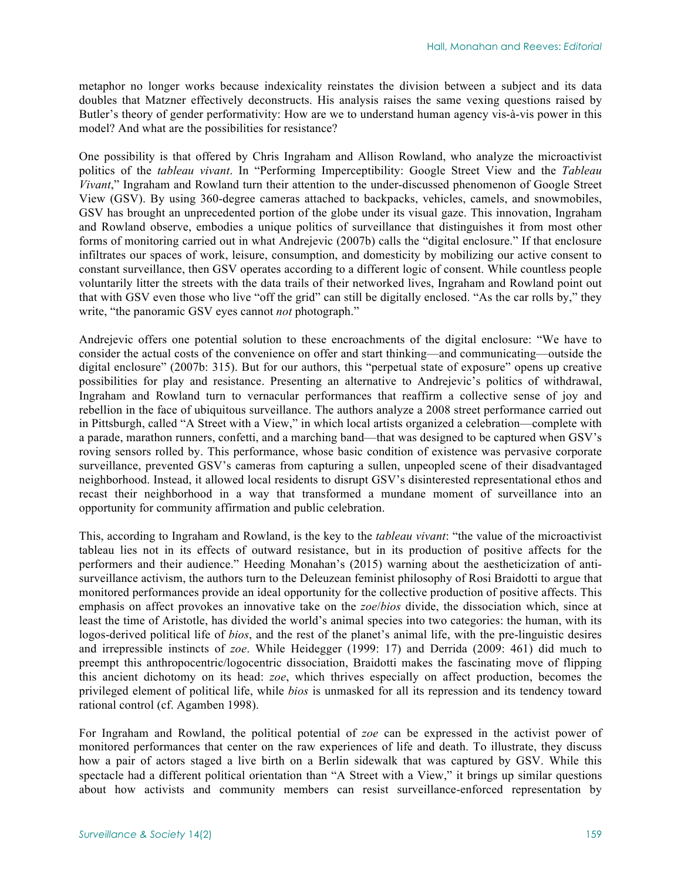metaphor no longer works because indexicality reinstates the division between a subject and its data doubles that Matzner effectively deconstructs. His analysis raises the same vexing questions raised by Butler's theory of gender performativity: How are we to understand human agency vis-à-vis power in this model? And what are the possibilities for resistance?

One possibility is that offered by Chris Ingraham and Allison Rowland, who analyze the microactivist politics of the *tableau vivant*. In "Performing Imperceptibility: Google Street View and the *Tableau Vivant*," Ingraham and Rowland turn their attention to the under-discussed phenomenon of Google Street View (GSV). By using 360-degree cameras attached to backpacks, vehicles, camels, and snowmobiles, GSV has brought an unprecedented portion of the globe under its visual gaze. This innovation, Ingraham and Rowland observe, embodies a unique politics of surveillance that distinguishes it from most other forms of monitoring carried out in what Andrejevic (2007b) calls the "digital enclosure." If that enclosure infiltrates our spaces of work, leisure, consumption, and domesticity by mobilizing our active consent to constant surveillance, then GSV operates according to a different logic of consent. While countless people voluntarily litter the streets with the data trails of their networked lives, Ingraham and Rowland point out that with GSV even those who live "off the grid" can still be digitally enclosed. "As the car rolls by," they write, "the panoramic GSV eyes cannot *not* photograph."

Andrejevic offers one potential solution to these encroachments of the digital enclosure: "We have to consider the actual costs of the convenience on offer and start thinking—and communicating—outside the digital enclosure" (2007b: 315). But for our authors, this "perpetual state of exposure" opens up creative possibilities for play and resistance. Presenting an alternative to Andrejevic's politics of withdrawal, Ingraham and Rowland turn to vernacular performances that reaffirm a collective sense of joy and rebellion in the face of ubiquitous surveillance. The authors analyze a 2008 street performance carried out in Pittsburgh, called "A Street with a View," in which local artists organized a celebration—complete with a parade, marathon runners, confetti, and a marching band—that was designed to be captured when GSV's roving sensors rolled by. This performance, whose basic condition of existence was pervasive corporate surveillance, prevented GSV's cameras from capturing a sullen, unpeopled scene of their disadvantaged neighborhood. Instead, it allowed local residents to disrupt GSV's disinterested representational ethos and recast their neighborhood in a way that transformed a mundane moment of surveillance into an opportunity for community affirmation and public celebration.

This, according to Ingraham and Rowland, is the key to the *tableau vivant*: "the value of the microactivist tableau lies not in its effects of outward resistance, but in its production of positive affects for the performers and their audience." Heeding Monahan's (2015) warning about the aestheticization of anti-surveillance activism, the authors turn to the Deleuzean feminist philosophy of Rosi Braidotti to argue that monitored performances provide an ideal opportunity for the collective production of positive affects. This emphasis on affect provokes an innovative take on the *zoe*/*bios* divide, the dissociation which, since at least the time of Aristotle, has divided the world's animal species into two categories: the human, with its logos-derived political life of *bios*, and the rest of the planet's animal life, with the pre-linguistic desires and irrepressible instincts of *zoe*. While Heidegger (1999: 17) and Derrida (2009: 461) did much to preempt this anthropocentric/logocentric dissociation, Braidotti makes the fascinating move of flipping this ancient dichotomy on its head: *zoe*, which thrives especially on affect production, becomes the privileged element of political life, while *bios* is unmasked for all its repression and its tendency toward rational control (cf. Agamben 1998).

For Ingraham and Rowland, the political potential of *zoe* can be expressed in the activist power of monitored performances that center on the raw experiences of life and death. To illustrate, they discuss how a pair of actors staged a live birth on a Berlin sidewalk that was captured by GSV. While this spectacle had a different political orientation than "A Street with a View," it brings up similar questions about how activists and community members can resist surveillance-enforced representation by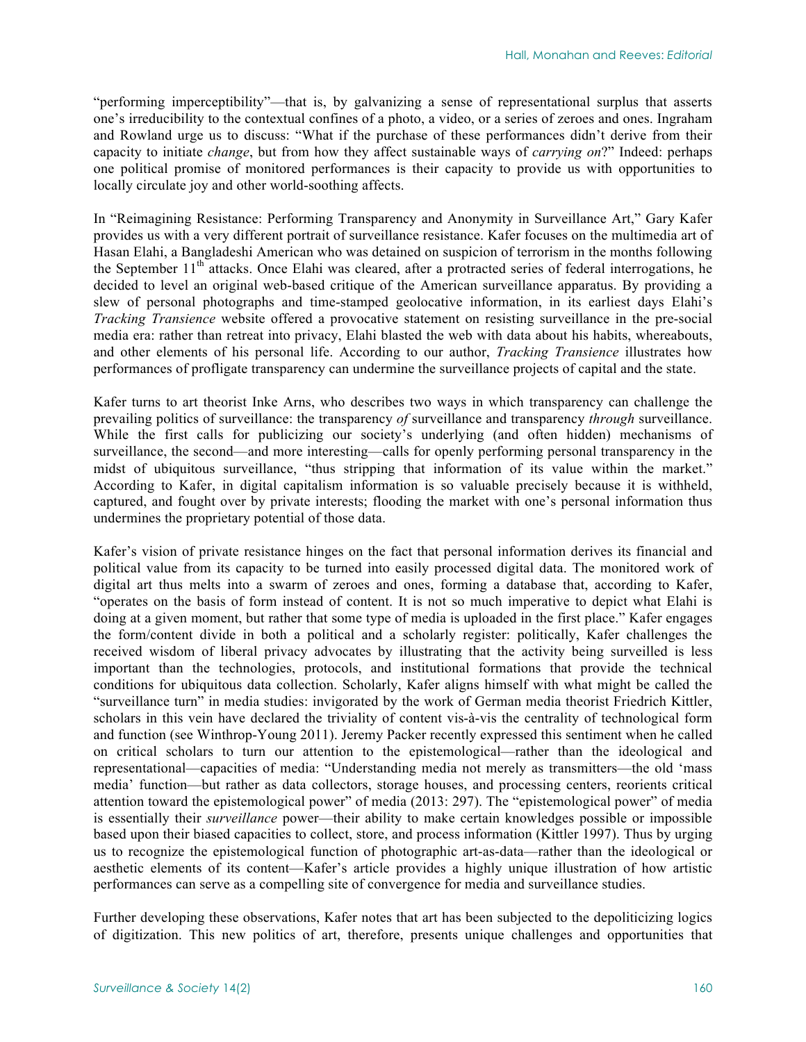"performing imperceptibility"—that is, by galvanizing a sense of representational surplus that asserts one's irreducibility to the contextual confines of a photo, a video, or a series of zeroes and ones. Ingraham and Rowland urge us to discuss: "What if the purchase of these performances didn't derive from their capacity to initiate *change*, but from how they affect sustainable ways of *carrying on*?" Indeed: perhaps one political promise of monitored performances is their capacity to provide us with opportunities to locally circulate joy and other world-soothing affects.

In "Reimagining Resistance: Performing Transparency and Anonymity in Surveillance Art," Gary Kafer provides us with a very different portrait of surveillance resistance. Kafer focuses on the multimedia art of Hasan Elahi, a Bangladeshi American who was detained on suspicion of terrorism in the months following the September 11th attacks. Once Elahi was cleared, after a protracted series of federal interrogations, he decided to level an original web-based critique of the American surveillance apparatus. By providing a slew of personal photographs and time-stamped geolocative information, in its earliest days Elahi's *Tracking Transience* website offered a provocative statement on resisting surveillance in the pre-social media era: rather than retreat into privacy, Elahi blasted the web with data about his habits, whereabouts, and other elements of his personal life. According to our author, *Tracking Transience* illustrates how performances of profligate transparency can undermine the surveillance projects of capital and the state.

Kafer turns to art theorist Inke Arns, who describes two ways in which transparency can challenge the prevailing politics of surveillance: the transparency *of* surveillance and transparency *through* surveillance. While the first calls for publicizing our society's underlying (and often hidden) mechanisms of surveillance, the second—and more interesting—calls for openly performing personal transparency in the midst of ubiquitous surveillance, "thus stripping that information of its value within the market." According to Kafer, in digital capitalism information is so valuable precisely because it is withheld, captured, and fought over by private interests; flooding the market with one's personal information thus undermines the proprietary potential of those data.

Kafer's vision of private resistance hinges on the fact that personal information derives its financial and political value from its capacity to be turned into easily processed digital data. The monitored work of digital art thus melts into a swarm of zeroes and ones, forming a database that, according to Kafer, "operates on the basis of form instead of content. It is not so much imperative to depict what Elahi is doing at a given moment, but rather that some type of media is uploaded in the first place." Kafer engages the form/content divide in both a political and a scholarly register: politically, Kafer challenges the received wisdom of liberal privacy advocates by illustrating that the activity being surveilled is less important than the technologies, protocols, and institutional formations that provide the technical conditions for ubiquitous data collection. Scholarly, Kafer aligns himself with what might be called the "surveillance turn" in media studies: invigorated by the work of German media theorist Friedrich Kittler, scholars in this vein have declared the triviality of content vis-à-vis the centrality of technological form and function (see Winthrop-Young 2011). Jeremy Packer recently expressed this sentiment when he called on critical scholars to turn our attention to the epistemological—rather than the ideological and representational—capacities of media: "Understanding media not merely as transmitters—the old 'mass media' function—but rather as data collectors, storage houses, and processing centers, reorients critical attention toward the epistemological power" of media (2013: 297). The "epistemological power" of media is essentially their *surveillance* power—their ability to make certain knowledges possible or impossible based upon their biased capacities to collect, store, and process information (Kittler 1997). Thus by urging us to recognize the epistemological function of photographic art-as-data—rather than the ideological or aesthetic elements of its content—Kafer's article provides a highly unique illustration of how artistic performances can serve as a compelling site of convergence for media and surveillance studies.

Further developing these observations, Kafer notes that art has been subjected to the depoliticizing logics of digitization. This new politics of art, therefore, presents unique challenges and opportunities that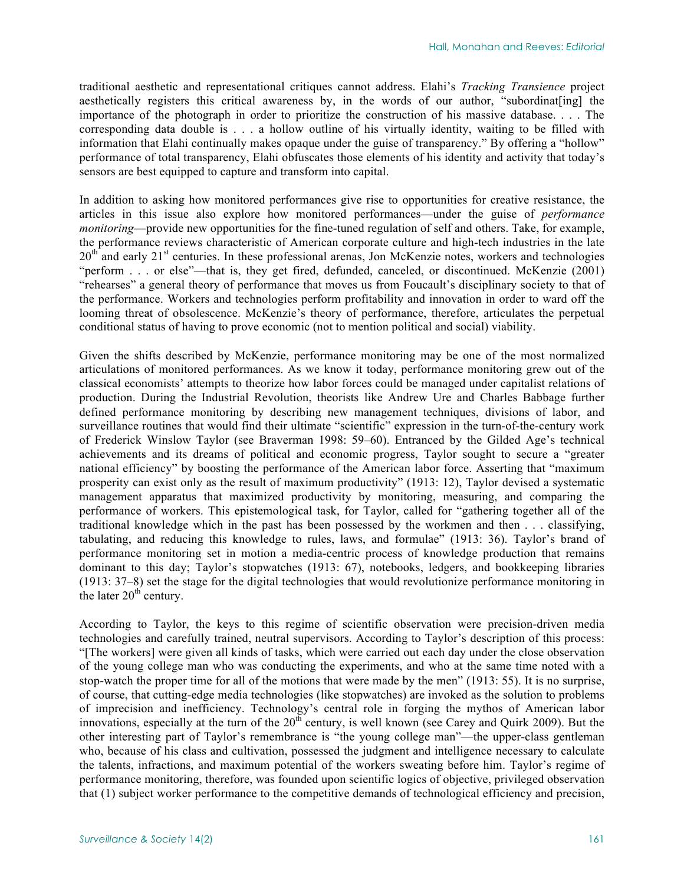traditional aesthetic and representational critiques cannot address. Elahi's *Tracking Transience* project aesthetically registers this critical awareness by, in the words of our author, "subordinat[ing] the importance of the photograph in order to prioritize the construction of his massive database. . . . The corresponding data double is . . . a hollow outline of his virtually identity, waiting to be filled with information that Elahi continually makes opaque under the guise of transparency." By offering a "hollow" performance of total transparency, Elahi obfuscates those elements of his identity and activity that today's sensors are best equipped to capture and transform into capital.

In addition to asking how monitored performances give rise to opportunities for creative resistance, the articles in this issue also explore how monitored performances—under the guise of *performance monitoring*—provide new opportunities for the fine-tuned regulation of self and others. Take, for example, the performance reviews characteristic of American corporate culture and high-tech industries in the late 20th and early 21st centuries. In these professional arenas, Jon McKenzie notes, workers and technologies "perform . . . or else"—that is, they get fired, defunded, canceled, or discontinued. McKenzie (2001) "rehearses" a general theory of performance that moves us from Foucault's disciplinary society to that of the performance. Workers and technologies perform profitability and innovation in order to ward off the looming threat of obsolescence. McKenzie's theory of performance, therefore, articulates the perpetual conditional status of having to prove economic (not to mention political and social) viability.

Given the shifts described by McKenzie, performance monitoring may be one of the most normalized articulations of monitored performances. As we know it today, performance monitoring grew out of the classical economists' attempts to theorize how labor forces could be managed under capitalist relations of production. During the Industrial Revolution, theorists like Andrew Ure and Charles Babbage further defined performance monitoring by describing new management techniques, divisions of labor, and surveillance routines that would find their ultimate "scientific" expression in the turn-of-the-century work of Frederick Winslow Taylor (see Braverman 1998: 59–60). Entranced by the Gilded Age's technical achievements and its dreams of political and economic progress, Taylor sought to secure a "greater national efficiency" by boosting the performance of the American labor force. Asserting that "maximum prosperity can exist only as the result of maximum productivity" (1913: 12), Taylor devised a systematic management apparatus that maximized productivity by monitoring, measuring, and comparing the performance of workers. This epistemological task, for Taylor, called for "gathering together all of the traditional knowledge which in the past has been possessed by the workmen and then . . . classifying, tabulating, and reducing this knowledge to rules, laws, and formulae" (1913: 36). Taylor's brand of performance monitoring set in motion a media-centric process of knowledge production that remains dominant to this day; Taylor's stopwatches (1913: 67), notebooks, ledgers, and bookkeeping libraries (1913: 37–8) set the stage for the digital technologies that would revolutionize performance monitoring in the later 20th century.

According to Taylor, the keys to this regime of scientific observation were precision-driven media technologies and carefully trained, neutral supervisors. According to Taylor's description of this process: "[The workers] were given all kinds of tasks, which were carried out each day under the close observation of the young college man who was conducting the experiments, and who at the same time noted with a stop-watch the proper time for all of the motions that were made by the men" (1913: 55). It is no surprise, of course, that cutting-edge media technologies (like stopwatches) are invoked as the solution to problems of imprecision and inefficiency. Technology's central role in forging the mythos of American labor innovations, especially at the turn of the 20th century, is well known (see Carey and Quirk 2009). But the other interesting part of Taylor's remembrance is "the young college man"—the upper-class gentleman who, because of his class and cultivation, possessed the judgment and intelligence necessary to calculate the talents, infractions, and maximum potential of the workers sweating before him. Taylor's regime of performance monitoring, therefore, was founded upon scientific logics of objective, privileged observation that (1) subject worker performance to the competitive demands of technological efficiency and precision,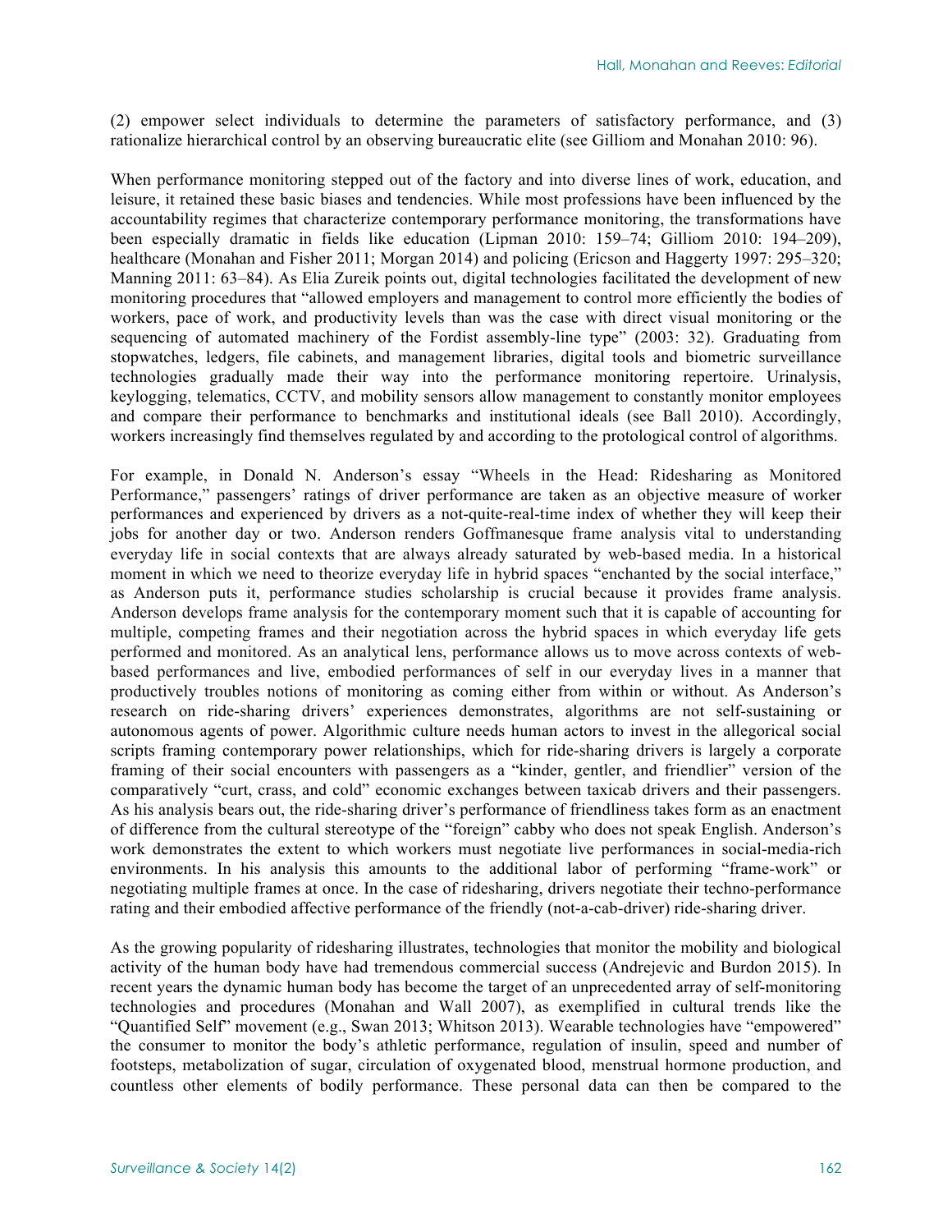(2) empower select individuals to determine the parameters of satisfactory performance, and (3) rationalize hierarchical control by an observing bureaucratic elite (see Gilliom and Monahan 2010: 96).

When performance monitoring stepped out of the factory and into diverse lines of work, education, and leisure, it retained these basic biases and tendencies. While most professions have been influenced by the accountability regimes that characterize contemporary performance monitoring, the transformations have been especially dramatic in fields like education (Lipman 2010: 159–74; Gilliom 2010: 194–209), healthcare (Monahan and Fisher 2011; Morgan 2014) and policing (Ericson and Haggerty 1997: 295–320; Manning 2011: 63–84). As Elia Zureik points out, digital technologies facilitated the development of new monitoring procedures that "allowed employers and management to control more efficiently the bodies of workers, pace of work, and productivity levels than was the case with direct visual monitoring or the sequencing of automated machinery of the Fordist assembly-line type" (2003: 32). Graduating from stopwatches, ledgers, file cabinets, and management libraries, digital tools and biometric surveillance technologies gradually made their way into the performance monitoring repertoire. Urinalysis, keylogging, telematics, CCTV, and mobility sensors allow management to constantly monitor employees and compare their performance to benchmarks and institutional ideals (see Ball 2010). Accordingly, workers increasingly find themselves regulated by and according to the protological control of algorithms.

For example, in Donald N. Anderson's essay "Wheels in the Head: Ridesharing as Monitored Performance," passengers' ratings of driver performance are taken as an objective measure of worker performances and experienced by drivers as a not-quite-real-time index of whether they will keep their jobs for another day or two. Anderson renders Goffmanesque frame analysis vital to understanding everyday life in social contexts that are always already saturated by web-based media. In a historical moment in which we need to theorize everyday life in hybrid spaces "enchanted by the social interface," as Anderson puts it, performance studies scholarship is crucial because it provides frame analysis. Anderson develops frame analysis for the contemporary moment such that it is capable of accounting for multiple, competing frames and their negotiation across the hybrid spaces in which everyday life gets performed and monitored. As an analytical lens, performance allows us to move across contexts of web-based performances and live, embodied performances of self in our everyday lives in a manner that productively troubles notions of monitoring as coming either from within or without. As Anderson's research on ride-sharing drivers' experiences demonstrates, algorithms are not self-sustaining or autonomous agents of power. Algorithmic culture needs human actors to invest in the allegorical social scripts framing contemporary power relationships, which for ride-sharing drivers is largely a corporate framing of their social encounters with passengers as a "kinder, gentler, and friendlier" version of the comparatively "curt, crass, and cold" economic exchanges between taxicab drivers and their passengers. As his analysis bears out, the ride-sharing driver's performance of friendliness takes form as an enactment of difference from the cultural stereotype of the "foreign" cabby who does not speak English. Anderson's work demonstrates the extent to which workers must negotiate live performances in social-media-rich environments. In his analysis this amounts to the additional labor of performing "frame-work" or negotiating multiple frames at once. In the case of ridesharing, drivers negotiate their techno-performance rating and their embodied affective performance of the friendly (not-a-cab-driver) ride-sharing driver.

As the growing popularity of ridesharing illustrates, technologies that monitor the mobility and biological activity of the human body have had tremendous commercial success (Andrejevic and Burdon 2015). In recent years the dynamic human body has become the target of an unprecedented array of self-monitoring technologies and procedures (Monahan and Wall 2007), as exemplified in cultural trends like the "Quantified Self" movement (e.g., Swan 2013; Whitson 2013). Wearable technologies have "empowered" the consumer to monitor the body's athletic performance, regulation of insulin, speed and number of footsteps, metabolization of sugar, circulation of oxygenated blood, menstrual hormone production, and countless other elements of bodily performance. These personal data can then be compared to the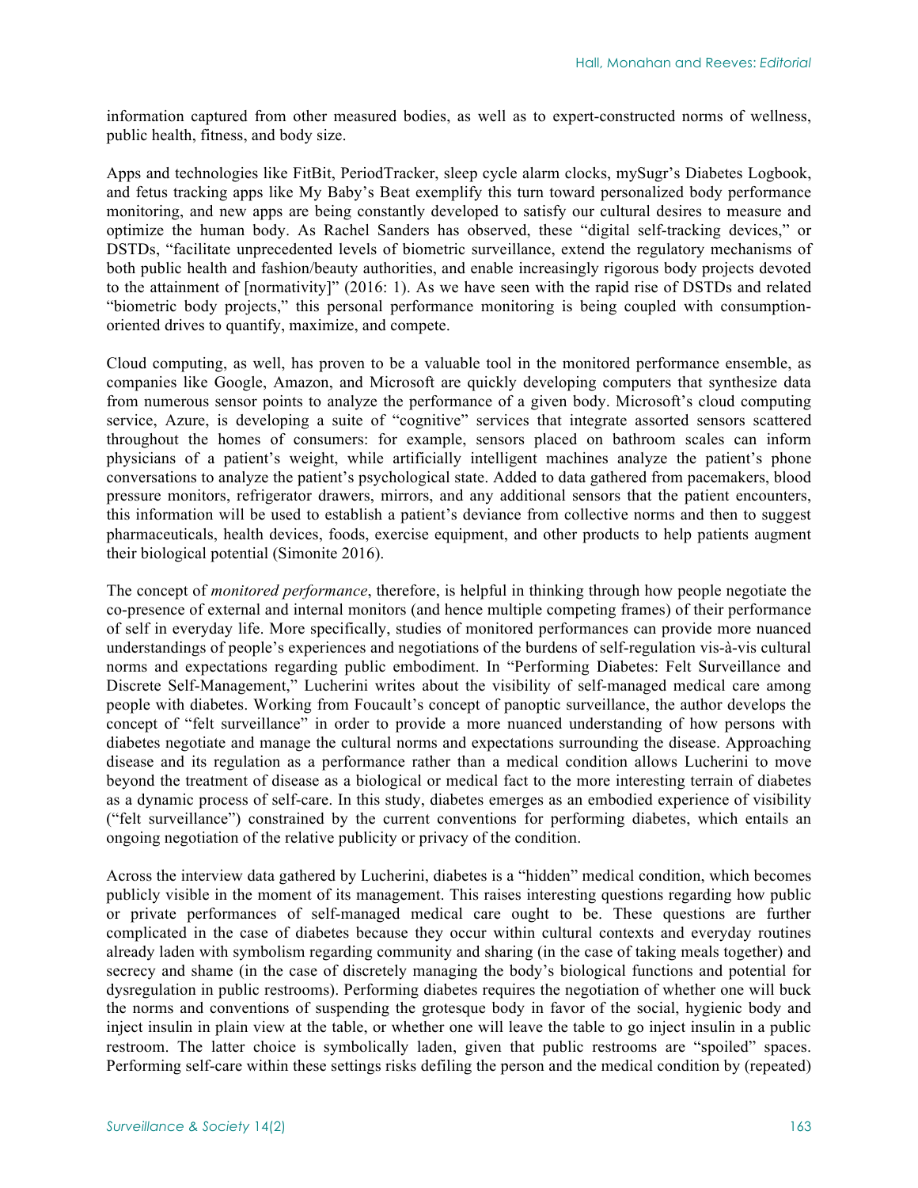information captured from other measured bodies, as well as to expert-constructed norms of wellness, public health, fitness, and body size.

Apps and technologies like FitBit, PeriodTracker, sleep cycle alarm clocks, mySugr's Diabetes Logbook, and fetus tracking apps like My Baby's Beat exemplify this turn toward personalized body performance monitoring, and new apps are being constantly developed to satisfy our cultural desires to measure and optimize the human body. As Rachel Sanders has observed, these "digital self-tracking devices," or DSTDs, "facilitate unprecedented levels of biometric surveillance, extend the regulatory mechanisms of both public health and fashion/beauty authorities, and enable increasingly rigorous body projects devoted to the attainment of [normativity]" (2016: 1). As we have seen with the rapid rise of DSTDs and related "biometric body projects," this personal performance monitoring is being coupled with consumption-oriented drives to quantify, maximize, and compete.

Cloud computing, as well, has proven to be a valuable tool in the monitored performance ensemble, as companies like Google, Amazon, and Microsoft are quickly developing computers that synthesize data from numerous sensor points to analyze the performance of a given body. Microsoft's cloud computing service, Azure, is developing a suite of "cognitive" services that integrate assorted sensors scattered throughout the homes of consumers: for example, sensors placed on bathroom scales can inform physicians of a patient's weight, while artificially intelligent machines analyze the patient's phone conversations to analyze the patient's psychological state. Added to data gathered from pacemakers, blood pressure monitors, refrigerator drawers, mirrors, and any additional sensors that the patient encounters, this information will be used to establish a patient's deviance from collective norms and then to suggest pharmaceuticals, health devices, foods, exercise equipment, and other products to help patients augment their biological potential (Simonite 2016).

The concept of *monitored performance*, therefore, is helpful in thinking through how people negotiate the co-presence of external and internal monitors (and hence multiple competing frames) of their performance of self in everyday life. More specifically, studies of monitored performances can provide more nuanced understandings of people's experiences and negotiations of the burdens of self-regulation vis-à-vis cultural norms and expectations regarding public embodiment. In "Performing Diabetes: Felt Surveillance and Discrete Self-Management," Lucherini writes about the visibility of self-managed medical care among people with diabetes. Working from Foucault's concept of panoptic surveillance, the author develops the concept of "felt surveillance" in order to provide a more nuanced understanding of how persons with diabetes negotiate and manage the cultural norms and expectations surrounding the disease. Approaching disease and its regulation as a performance rather than a medical condition allows Lucherini to move beyond the treatment of disease as a biological or medical fact to the more interesting terrain of diabetes as a dynamic process of self-care. In this study, diabetes emerges as an embodied experience of visibility ("felt surveillance") constrained by the current conventions for performing diabetes, which entails an ongoing negotiation of the relative publicity or privacy of the condition.

Across the interview data gathered by Lucherini, diabetes is a "hidden" medical condition, which becomes publicly visible in the moment of its management. This raises interesting questions regarding how public or private performances of self-managed medical care ought to be. These questions are further complicated in the case of diabetes because they occur within cultural contexts and everyday routines already laden with symbolism regarding community and sharing (in the case of taking meals together) and secrecy and shame (in the case of discretely managing the body's biological functions and potential for dysregulation in public restrooms). Performing diabetes requires the negotiation of whether one will buck the norms and conventions of suspending the grotesque body in favor of the social, hygienic body and inject insulin in plain view at the table, or whether one will leave the table to go inject insulin in a public restroom. The latter choice is symbolically laden, given that public restrooms are "spoiled" spaces. Performing self-care within these settings risks defiling the person and the medical condition by (repeated)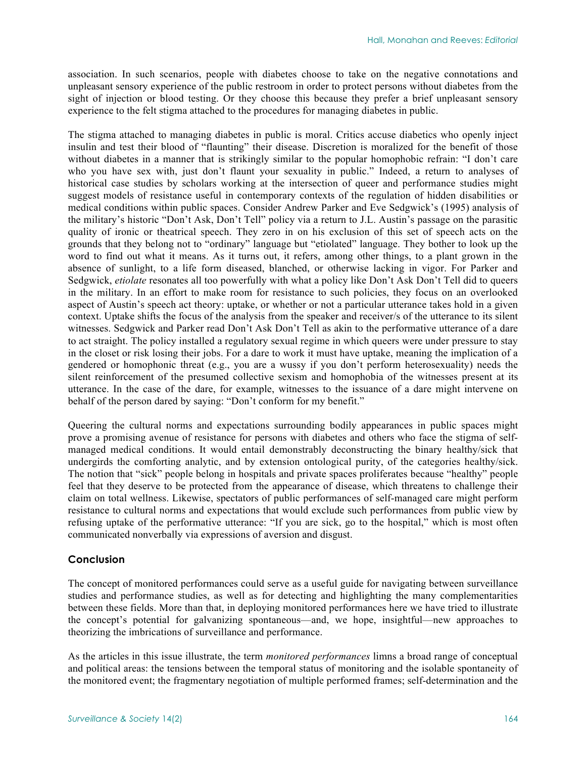association. In such scenarios, people with diabetes choose to take on the negative connotations and unpleasant sensory experience of the public restroom in order to protect persons without diabetes from the sight of injection or blood testing. Or they choose this because they prefer a brief unpleasant sensory experience to the felt stigma attached to the procedures for managing diabetes in public.

The stigma attached to managing diabetes in public is moral. Critics accuse diabetics who openly inject insulin and test their blood of "flaunting" their disease. Discretion is moralized for the benefit of those without diabetes in a manner that is strikingly similar to the popular homophobic refrain: "I don't care who you have sex with, just don't flaunt your sexuality in public." Indeed, a return to analyses of historical case studies by scholars working at the intersection of queer and performance studies might suggest models of resistance useful in contemporary contexts of the regulation of hidden disabilities or medical conditions within public spaces. Consider Andrew Parker and Eve Sedgwick's (1995) analysis of the military's historic "Don't Ask, Don't Tell" policy via a return to J.L. Austin's passage on the parasitic quality of ironic or theatrical speech. They zero in on his exclusion of this set of speech acts on the grounds that they belong not to "ordinary" language but "etiolated" language. They bother to look up the word to find out what it means. As it turns out, it refers, among other things, to a plant grown in the absence of sunlight, to a life form diseased, blanched, or otherwise lacking in vigor. For Parker and Sedgwick, *etiolate* resonates all too powerfully with what a policy like Don't Ask Don't Tell did to queers in the military. In an effort to make room for resistance to such policies, they focus on an overlooked aspect of Austin's speech act theory: uptake, or whether or not a particular utterance takes hold in a given context. Uptake shifts the focus of the analysis from the speaker and receiver/s of the utterance to its silent witnesses. Sedgwick and Parker read Don't Ask Don't Tell as akin to the performative utterance of a dare to act straight. The policy installed a regulatory sexual regime in which queers were under pressure to stay in the closet or risk losing their jobs. For a dare to work it must have uptake, meaning the implication of a gendered or homophonic threat (e.g., you are a wussy if you don't perform heterosexuality) needs the silent reinforcement of the presumed collective sexism and homophobia of the witnesses present at its utterance. In the case of the dare, for example, witnesses to the issuance of a dare might intervene on behalf of the person dared by saying: "Don't conform for my benefit."

Queering the cultural norms and expectations surrounding bodily appearances in public spaces might prove a promising avenue of resistance for persons with diabetes and others who face the stigma of self-managed medical conditions. It would entail demonstrably deconstructing the binary healthy/sick that undergirds the comforting analytic, and by extension ontological purity, of the categories healthy/sick. The notion that "sick" people belong in hospitals and private spaces proliferates because "healthy" people feel that they deserve to be protected from the appearance of disease, which threatens to challenge their claim on total wellness. Likewise, spectators of public performances of self-managed care might perform resistance to cultural norms and expectations that would exclude such performances from public view by refusing uptake of the performative utterance: "If you are sick, go to the hospital," which is most often communicated nonverbally via expressions of aversion and disgust.

## Conclusion

The concept of monitored performances could serve as a useful guide for navigating between surveillance studies and performance studies, as well as for detecting and highlighting the many complementarities between these fields. More than that, in deploying monitored performances here we have tried to illustrate the concept's potential for galvanizing spontaneous—and, we hope, insightful—new approaches to theorizing the imbrications of surveillance and performance.

As the articles in this issue illustrate, the term *monitored performances* limns a broad range of conceptual and political areas: the tensions between the temporal status of monitoring and the isolable spontaneity of the monitored event; the fragmentary negotiation of multiple performed frames; self-determination and the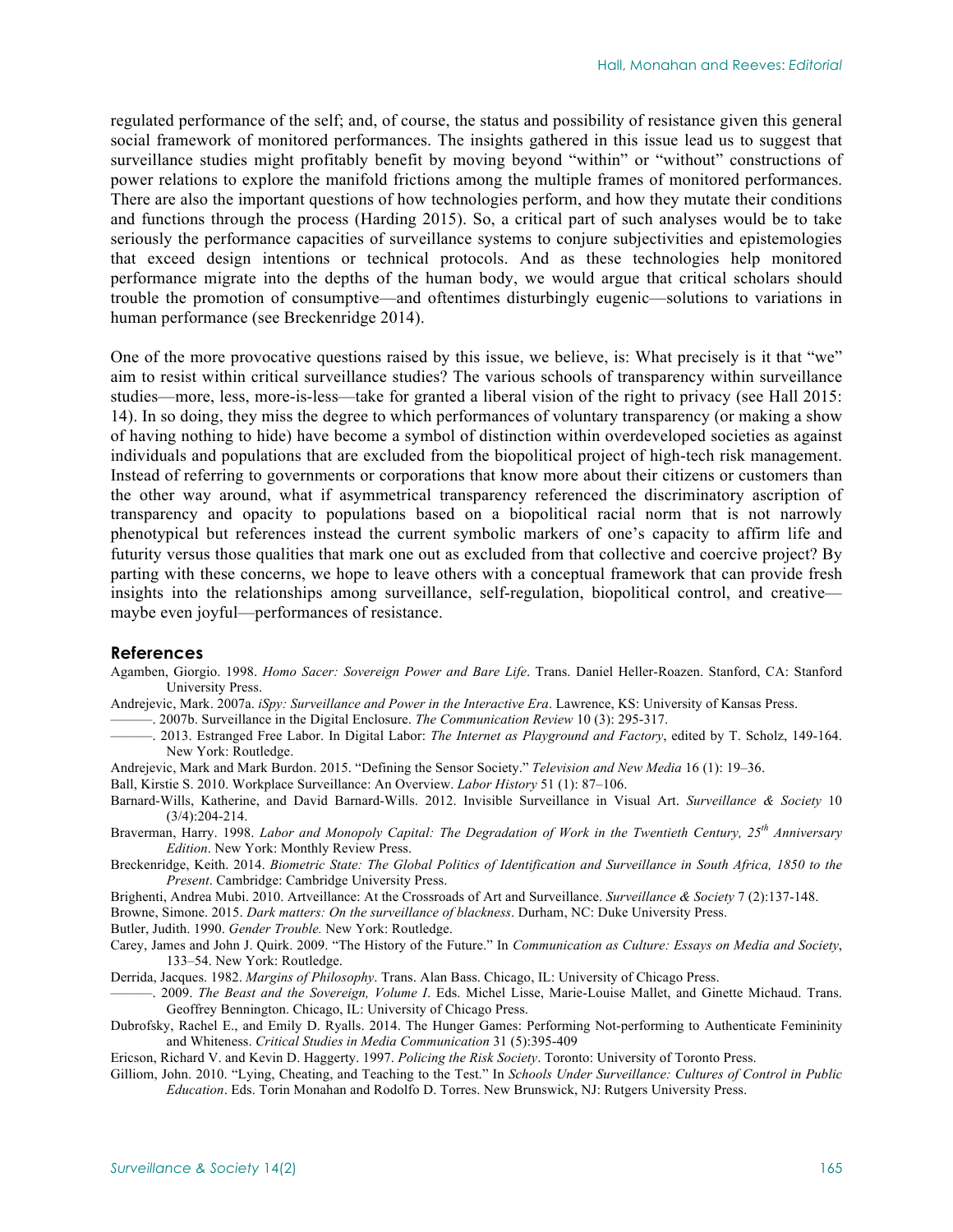regulated performance of the self; and, of course, the status and possibility of resistance given this general social framework of monitored performances. The insights gathered in this issue lead us to suggest that surveillance studies might profitably benefit by moving beyond "within" or "without" constructions of power relations to explore the manifold frictions among the multiple frames of monitored performances. There are also the important questions of how technologies perform, and how they mutate their conditions and functions through the process (Harding 2015). So, a critical part of such analyses would be to take seriously the performance capacities of surveillance systems to conjure subjectivities and epistemologies that exceed design intentions or technical protocols. And as these technologies help monitored performance migrate into the depths of the human body, we would argue that critical scholars should trouble the promotion of consumptive—and oftentimes disturbingly eugenic—solutions to variations in human performance (see Breckenridge 2014).

One of the more provocative questions raised by this issue, we believe, is: What precisely is it that "we" aim to resist within critical surveillance studies? The various schools of transparency within surveillance studies—more, less, more-is-less—take for granted a liberal vision of the right to privacy (see Hall 2015: 14). In so doing, they miss the degree to which performances of voluntary transparency (or making a show of having nothing to hide) have become a symbol of distinction within overdeveloped societies as against individuals and populations that are excluded from the biopolitical project of high-tech risk management. Instead of referring to governments or corporations that know more about their citizens or customers than the other way around, what if asymmetrical transparency referenced the discriminatory ascription of transparency and opacity to populations based on a biopolitical racial norm that is not narrowly phenotypical but references instead the current symbolic markers of one's capacity to affirm life and futurity versus those qualities that mark one out as excluded from that collective and coercive project? By parting with these concerns, we hope to leave others with a conceptual framework that can provide fresh insights into the relationships among surveillance, self-regulation, biopolitical control, and creative—maybe even joyful—performances of resistance.

## References

Agamben, Giorgio. 1998. *Homo Sacer: Sovereign Power and Bare Life*. Trans. Daniel Heller-Roazen. Stanford, CA: Stanford University Press.

Andrejevic, Mark. 2007a. *iSpy: Surveillance and Power in the Interactive Era*. Lawrence, KS: University of Kansas Press.

———. 2007b. Surveillance in the Digital Enclosure. *The Communication Review* 10 (3): 295-317.

———. 2013. Estranged Free Labor. In Digital Labor: *The Internet as Playground and Factory*, edited by T. Scholz, 149-164. New York: Routledge.

Andrejevic, Mark and Mark Burdon. 2015. "Defining the Sensor Society." *Television and New Media* 16 (1): 19–36.

Ball, Kirstie S. 2010. Workplace Surveillance: An Overview. *Labor History* 51 (1): 87–106.

Barnard-Wills, Katherine, and David Barnard-Wills. 2012. Invisible Surveillance in Visual Art. *Surveillance & Society* 10 (3/4):204-214.

Braverman, Harry. 1998. *Labor and Monopoly Capital: The Degradation of Work in the Twentieth Century, 25th Anniversary Edition*. New York: Monthly Review Press.

Breckenridge, Keith. 2014. *Biometric State: The Global Politics of Identification and Surveillance in South Africa, 1850 to the Present*. Cambridge: Cambridge University Press.

Brighenti, Andrea Mubi. 2010. Artveillance: At the Crossroads of Art and Surveillance. *Surveillance & Society* 7 (2):137-148.

Browne, Simone. 2015. *Dark matters: On the surveillance of blackness*. Durham, NC: Duke University Press.

Butler, Judith. 1990. *Gender Trouble.* New York: Routledge.

Carey, James and John J. Quirk. 2009. "The History of the Future." In *Communication as Culture: Essays on Media and Society*, 133–54. New York: Routledge.

Derrida, Jacques. 1982. *Margins of Philosophy*. Trans. Alan Bass. Chicago, IL: University of Chicago Press.

———. 2009. *The Beast and the Sovereign, Volume I*. Eds. Michel Lisse, Marie-Louise Mallet, and Ginette Michaud. Trans. Geoffrey Bennington. Chicago, IL: University of Chicago Press.

Dubrofsky, Rachel E., and Emily D. Ryalls. 2014. The Hunger Games: Performing Not-performing to Authenticate Femininity and Whiteness. *Critical Studies in Media Communication* 31 (5):395-409

Ericson, Richard V. and Kevin D. Haggerty. 1997. *Policing the Risk Society*. Toronto: University of Toronto Press.

Gilliom, John. 2010. "Lying, Cheating, and Teaching to the Test." In *Schools Under Surveillance: Cultures of Control in Public Education*. Eds. Torin Monahan and Rodolfo D. Torres. New Brunswick, NJ: Rutgers University Press.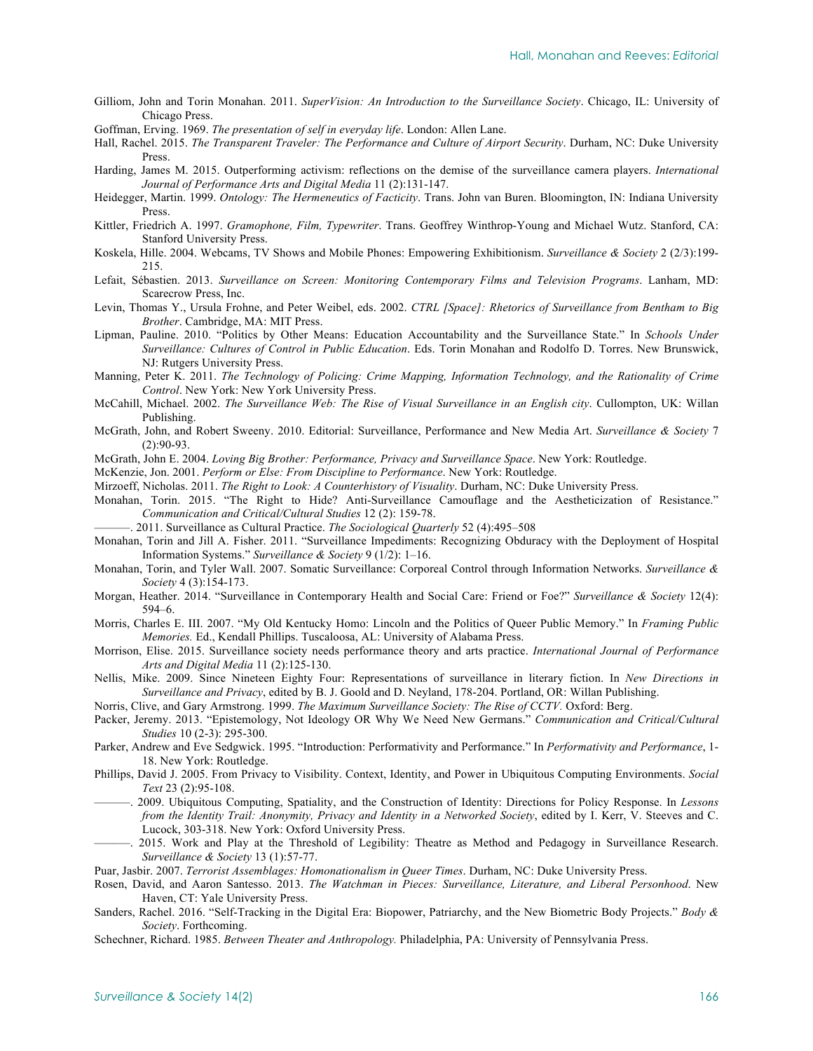Gilliom, John and Torin Monahan. 2011. *SuperVision: An Introduction to the Surveillance Society*. Chicago, IL: University of Chicago Press.

Goffman, Erving. 1969. *The presentation of self in everyday life*. London: Allen Lane.

Hall, Rachel. 2015. *The Transparent Traveler: The Performance and Culture of Airport Security*. Durham, NC: Duke University Press.

Harding, James M. 2015. Outperforming activism: reflections on the demise of the surveillance camera players. *International Journal of Performance Arts and Digital Media* 11 (2):131-147.

Heidegger, Martin. 1999. *Ontology: The Hermeneutics of Facticity*. Trans. John van Buren. Bloomington, IN: Indiana University Press.

Kittler, Friedrich A. 1997. *Gramophone, Film, Typewriter*. Trans. Geoffrey Winthrop-Young and Michael Wutz. Stanford, CA: Stanford University Press.

Koskela, Hille. 2004. Webcams, TV Shows and Mobile Phones: Empowering Exhibitionism. *Surveillance & Society* 2 (2/3):199-215.

Lefait, Sébastien. 2013. *Surveillance on Screen: Monitoring Contemporary Films and Television Programs*. Lanham, MD: Scarecrow Press, Inc.

Levin, Thomas Y., Ursula Frohne, and Peter Weibel, eds. 2002. *CTRL [Space]: Rhetorics of Surveillance from Bentham to Big Brother*. Cambridge, MA: MIT Press.

Lipman, Pauline. 2010. "Politics by Other Means: Education Accountability and the Surveillance State." In *Schools Under Surveillance: Cultures of Control in Public Education*. Eds. Torin Monahan and Rodolfo D. Torres. New Brunswick, NJ: Rutgers University Press.

Manning, Peter K. 2011. *The Technology of Policing: Crime Mapping, Information Technology, and the Rationality of Crime Control*. New York: New York University Press.

McCahill, Michael. 2002. *The Surveillance Web: The Rise of Visual Surveillance in an English city*. Cullompton, UK: Willan Publishing.

McGrath, John, and Robert Sweeny. 2010. Editorial: Surveillance, Performance and New Media Art. *Surveillance & Society* 7 (2):90-93.

McGrath, John E. 2004. *Loving Big Brother: Performance, Privacy and Surveillance Space*. New York: Routledge.

McKenzie, Jon. 2001. *Perform or Else: From Discipline to Performance*. New York: Routledge.

Mirzoeff, Nicholas. 2011. *The Right to Look: A Counterhistory of Visuality*. Durham, NC: Duke University Press.

Monahan, Torin. 2015. "The Right to Hide? Anti-Surveillance Camouflage and the Aestheticization of Resistance." *Communication and Critical/Cultural Studies* 12 (2): 159-78.

———. 2011. Surveillance as Cultural Practice. *The Sociological Quarterly* 52 (4):495–508

Monahan, Torin and Jill A. Fisher. 2011. "Surveillance Impediments: Recognizing Obduracy with the Deployment of Hospital Information Systems." *Surveillance & Society* 9 (1/2): 1–16.

Monahan, Torin, and Tyler Wall. 2007. Somatic Surveillance: Corporeal Control through Information Networks. *Surveillance & Society* 4 (3):154-173.

Morgan, Heather. 2014. "Surveillance in Contemporary Health and Social Care: Friend or Foe?" *Surveillance & Society* 12(4): 594–6.

Morris, Charles E. III. 2007. "My Old Kentucky Homo: Lincoln and the Politics of Queer Public Memory." In *Framing Public Memories.* Ed., Kendall Phillips. Tuscaloosa, AL: University of Alabama Press.

Morrison, Elise. 2015. Surveillance society needs performance theory and arts practice. *International Journal of Performance Arts and Digital Media* 11 (2):125-130.

Nellis, Mike. 2009. Since Nineteen Eighty Four: Representations of surveillance in literary fiction. In *New Directions in Surveillance and Privacy*, edited by B. J. Goold and D. Neyland, 178-204. Portland, OR: Willan Publishing.

Norris, Clive, and Gary Armstrong. 1999. *The Maximum Surveillance Society: The Rise of CCTV.* Oxford: Berg.

Packer, Jeremy. 2013. "Epistemology, Not Ideology OR Why We Need New Germans." *Communication and Critical/Cultural Studies* 10 (2-3): 295-300.

Parker, Andrew and Eve Sedgwick. 1995. "Introduction: Performativity and Performance." In *Performativity and Performance*, 1-18. New York: Routledge.

Phillips, David J. 2005. From Privacy to Visibility. Context, Identity, and Power in Ubiquitous Computing Environments. *Social Text* 23 (2):95-108.

———. 2009. Ubiquitous Computing, Spatiality, and the Construction of Identity: Directions for Policy Response. In *Lessons from the Identity Trail: Anonymity, Privacy and Identity in a Networked Society*, edited by I. Kerr, V. Steeves and C. Lucock, 303-318. New York: Oxford University Press.

———. 2015. Work and Play at the Threshold of Legibility: Theatre as Method and Pedagogy in Surveillance Research. *Surveillance & Society* 13 (1):57-77.

Puar, Jasbir. 2007. *Terrorist Assemblages: Homonationalism in Queer Times*. Durham, NC: Duke University Press.

Rosen, David, and Aaron Santesso. 2013. *The Watchman in Pieces: Surveillance, Literature, and Liberal Personhood*. New Haven, CT: Yale University Press.

Sanders, Rachel. 2016. "Self-Tracking in the Digital Era: Biopower, Patriarchy, and the New Biometric Body Projects." *Body & Society*. Forthcoming.

Schechner, Richard. 1985. *Between Theater and Anthropology.* Philadelphia, PA: University of Pennsylvania Press.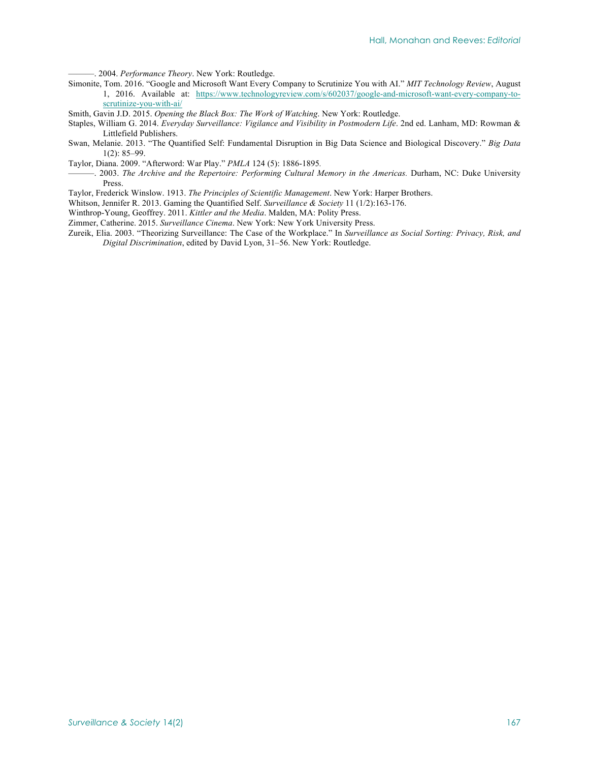———. 2004. *Performance Theory*. New York: Routledge.

Simonite, Tom. 2016. "Google and Microsoft Want Every Company to Scrutinize You with AI." *MIT Technology Review*, August 1, 2016. Available at: https://www.technologyreview.com/s/602037/google-and-microsoft-want-every-company-to-scrutinize-you-with-ai/

Smith, Gavin J.D. 2015. *Opening the Black Box: The Work of Watching*. New York: Routledge.

Staples, William G. 2014. *Everyday Surveillance: Vigilance and Visibility in Postmodern Life*. 2nd ed. Lanham, MD: Rowman & Littlefield Publishers.

Swan, Melanie. 2013. "The Quantified Self: Fundamental Disruption in Big Data Science and Biological Discovery." *Big Data* 1(2): 85–99.

Taylor, Diana. 2009. "Afterword: War Play." *PMLA* 124 (5): 1886-1895.

———. 2003. *The Archive and the Repertoire: Performing Cultural Memory in the Americas.* Durham, NC: Duke University Press.

Taylor, Frederick Winslow. 1913. *The Principles of Scientific Management*. New York: Harper Brothers.

Whitson, Jennifer R. 2013. Gaming the Quantified Self. *Surveillance & Society* 11 (1/2):163-176.

Winthrop-Young, Geoffrey. 2011. *Kittler and the Media*. Malden, MA: Polity Press.

Zimmer, Catherine. 2015. *Surveillance Cinema*. New York: New York University Press.

Zureik, Elia. 2003. "Theorizing Surveillance: The Case of the Workplace." In *Surveillance as Social Sorting: Privacy, Risk, and Digital Discrimination*, edited by David Lyon, 31–56. New York: Routledge.